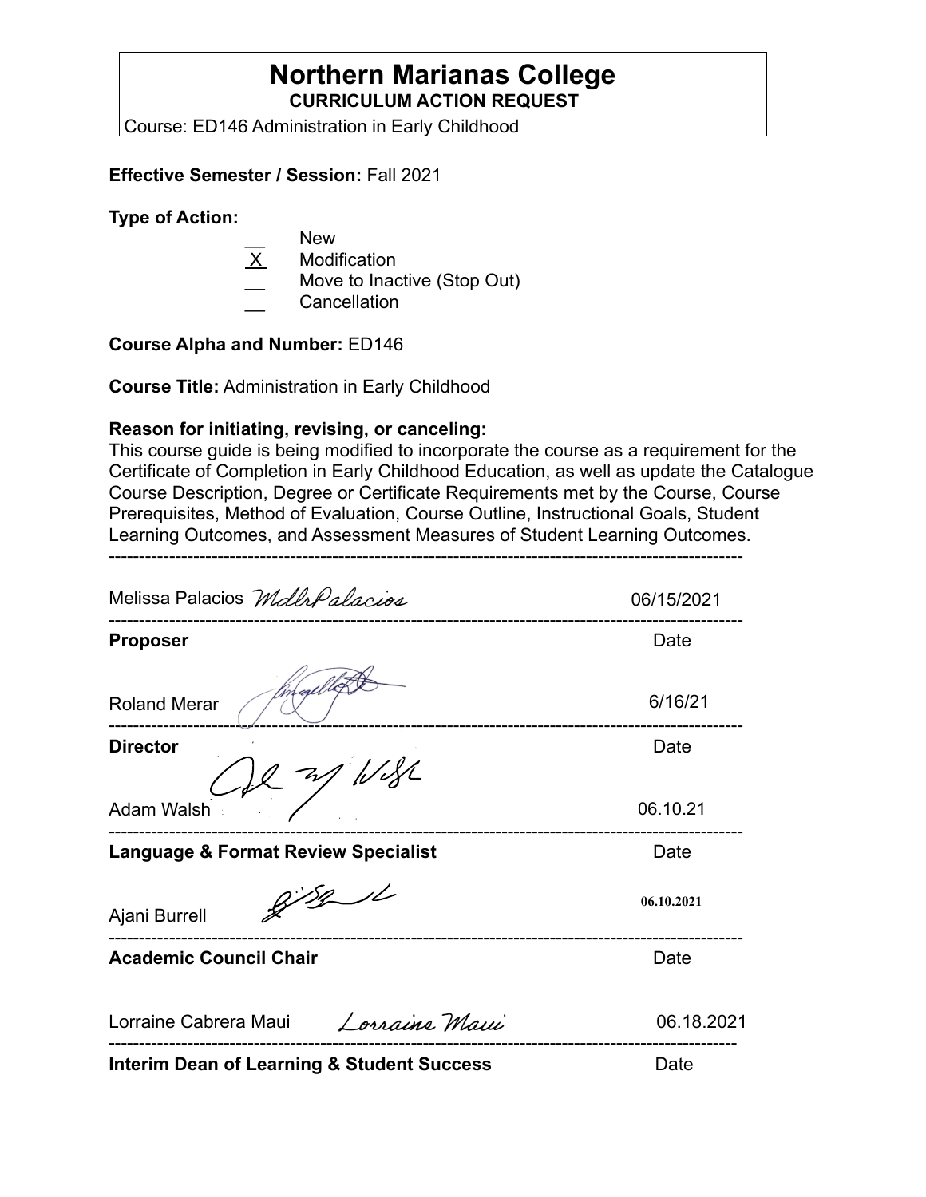# Northern Marianas College

**CURRICULUM ACTION REQUEST**

Course: ED146 Administration in Early Childhood

**Effective Semester / Session:** Fall 2021

**Type of Action:**

- __ New
- X Modification
- __ Move to Inactive (Stop Out)
- __ Cancellation

**Course Alpha and Number:** ED146

**Course Title:** Administration in Early Childhood

**Reason for initiating, revising, or canceling:**
This course guide is being modified to incorporate the course as a requirement for the Certificate of Completion in Early Childhood Education, as well as update the Catalogue Course Description, Degree or Certificate Requirements met by the Course, Course Prerequisites, Method of Evaluation, Course Outline, Instructional Goals, Student Learning Outcomes, and Assessment Measures of Student Learning Outcomes.

---

Melissa Palacios *MdlrPalacios* 06/15/2021

---

**Proposer** Date

Roland Merar 6/16/21

---

**Director** Date

Adam Walsh 06.10.21

---

**Language & Format Review Specialist** Date

Ajani Burrell 06.10.2021

---

**Academic Council Chair** Date

Lorraine Cabrera Maui *Lorraine Maui* 06.18.2021

---

**Interim Dean of Learning & Student Success** Date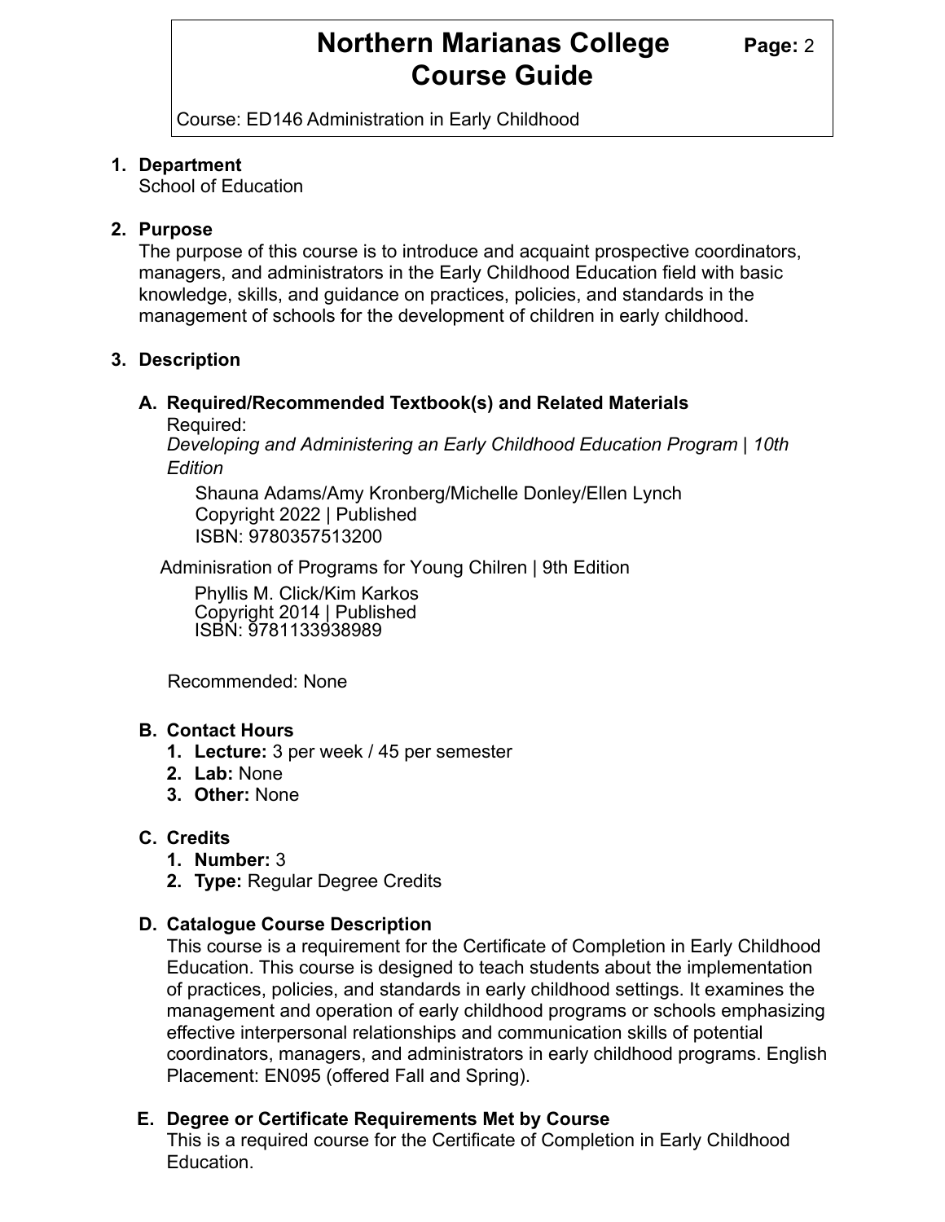1. **Department**
   School of Education

2. **Purpose**
   The purpose of this course is to introduce and acquaint prospective coordinators, managers, and administrators in the Early Childhood Education field with basic knowledge, skills, and guidance on practices, policies, and standards in the management of schools for the development of children in early childhood.

3. **Description**

   **A. Required/Recommended Textbook(s) and Related Materials**

   Required:
   *Developing and Administering an Early Childhood Education Program | 10th Edition*
   Shauna Adams/Amy Kronberg/Michelle Donley/Ellen Lynch
   Copyright 2022 | Published
   ISBN: 9780357513200

   Adminisration of Programs for Young Chilren | 9th Edition
   Phyllis M. Click/Kim Karkos
   Copyright 2014 | Published
   ISBN: 9781133938989

   Recommended: None

   **B. Contact Hours**
   1. **Lecture:** 3 per week / 45 per semester
   2. **Lab:** None
   3. **Other:** None

   **C. Credits**
   1. **Number:** 3
   2. **Type:** Regular Degree Credits

   **D. Catalogue Course Description**
   This course is a requirement for the Certificate of Completion in Early Childhood Education. This course is designed to teach students about the implementation of practices, policies, and standards in early childhood settings. It examines the management and operation of early childhood programs or schools emphasizing effective interpersonal relationships and communication skills of potential coordinators, managers, and administrators in early childhood programs. English Placement: EN095 (offered Fall and Spring).

   **E. Degree or Certificate Requirements Met by Course**
   This is a required course for the Certificate of Completion in Early Childhood Education.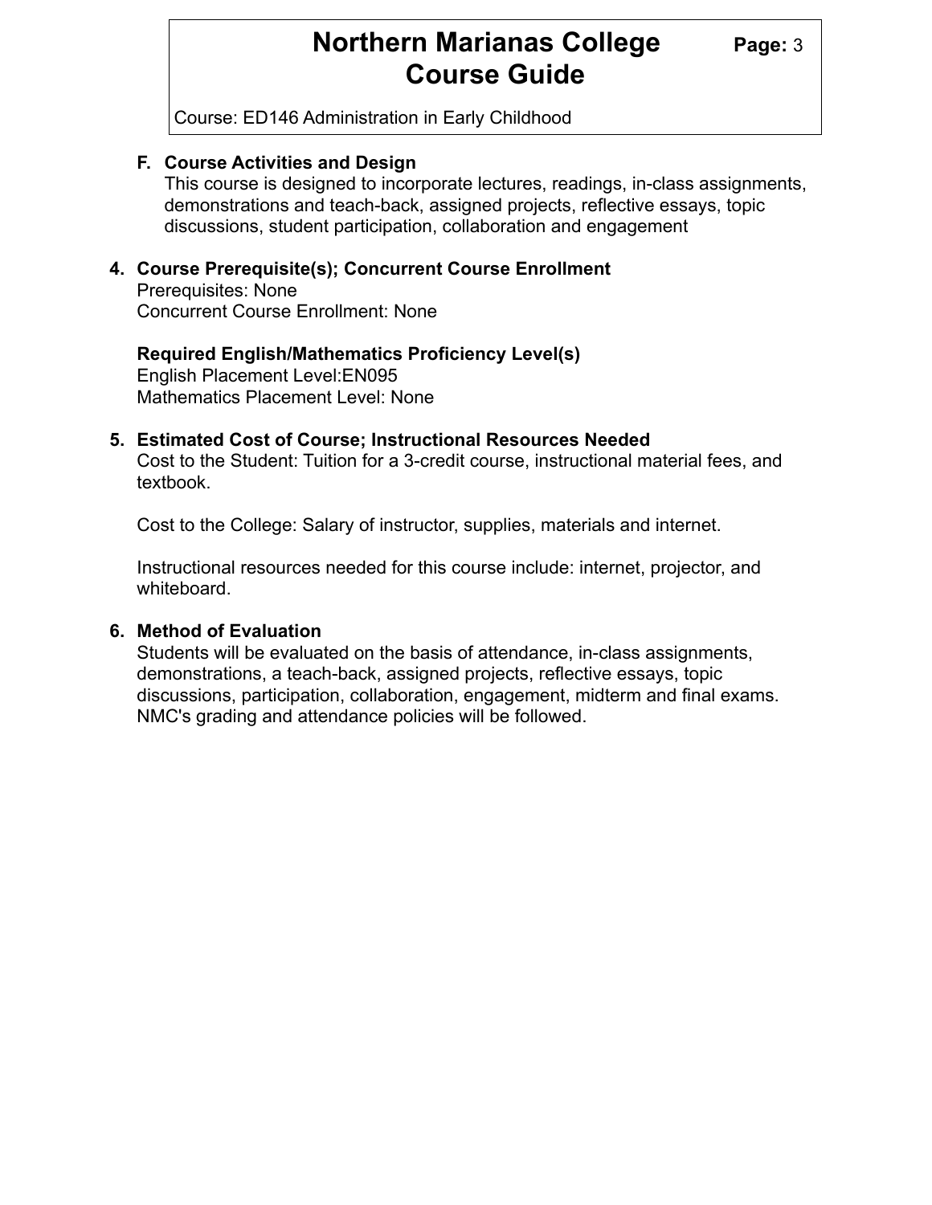**F. Course Activities and Design**

This course is designed to incorporate lectures, readings, in-class assignments, demonstrations and teach-back, assigned projects, reflective essays, topic discussions, student participation, collaboration and engagement

**4. Course Prerequisite(s); Concurrent Course Enrollment**

Prerequisites: None

Concurrent Course Enrollment: None

**Required English/Mathematics Proficiency Level(s)**

English Placement Level:EN095

Mathematics Placement Level: None

**5. Estimated Cost of Course; Instructional Resources Needed**

Cost to the Student: Tuition for a 3-credit course, instructional material fees, and textbook.

Cost to the College: Salary of instructor, supplies, materials and internet.

Instructional resources needed for this course include: internet, projector, and whiteboard.

**6. Method of Evaluation**

Students will be evaluated on the basis of attendance, in-class assignments, demonstrations, a teach-back, assigned projects, reflective essays, topic discussions, participation, collaboration, engagement, midterm and final exams. NMC's grading and attendance policies will be followed.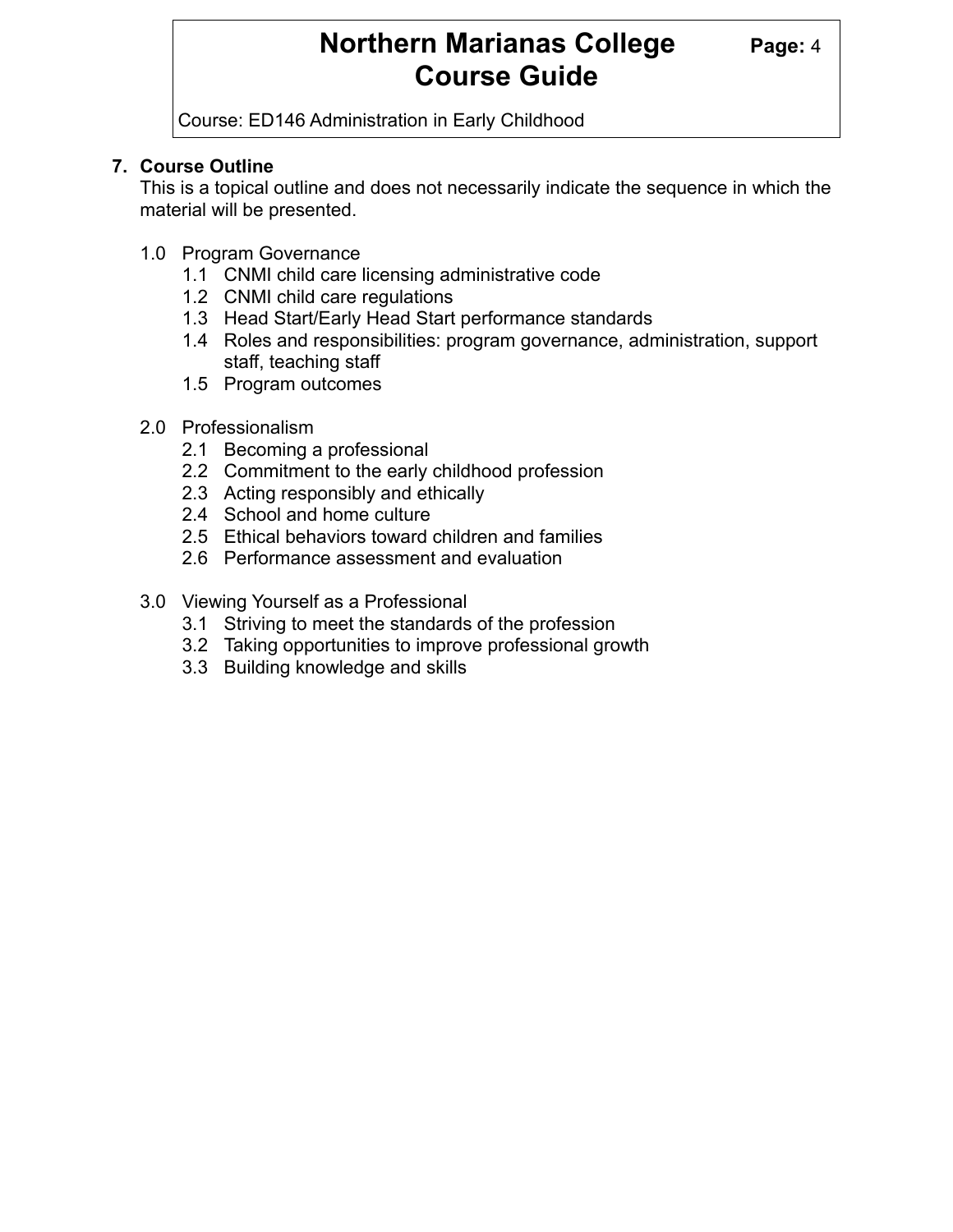## 7. Course Outline

This is a topical outline and does not necessarily indicate the sequence in which the material will be presented.

- 1.0 Program Governance
  - 1.1 CNMI child care licensing administrative code
  - 1.2 CNMI child care regulations
  - 1.3 Head Start/Early Head Start performance standards
  - 1.4 Roles and responsibilities: program governance, administration, support staff, teaching staff
  - 1.5 Program outcomes
- 2.0 Professionalism
  - 2.1 Becoming a professional
  - 2.2 Commitment to the early childhood profession
  - 2.3 Acting responsibly and ethically
  - 2.4 School and home culture
  - 2.5 Ethical behaviors toward children and families
  - 2.6 Performance assessment and evaluation
- 3.0 Viewing Yourself as a Professional
  - 3.1 Striving to meet the standards of the profession
  - 3.2 Taking opportunities to improve professional growth
  - 3.3 Building knowledge and skills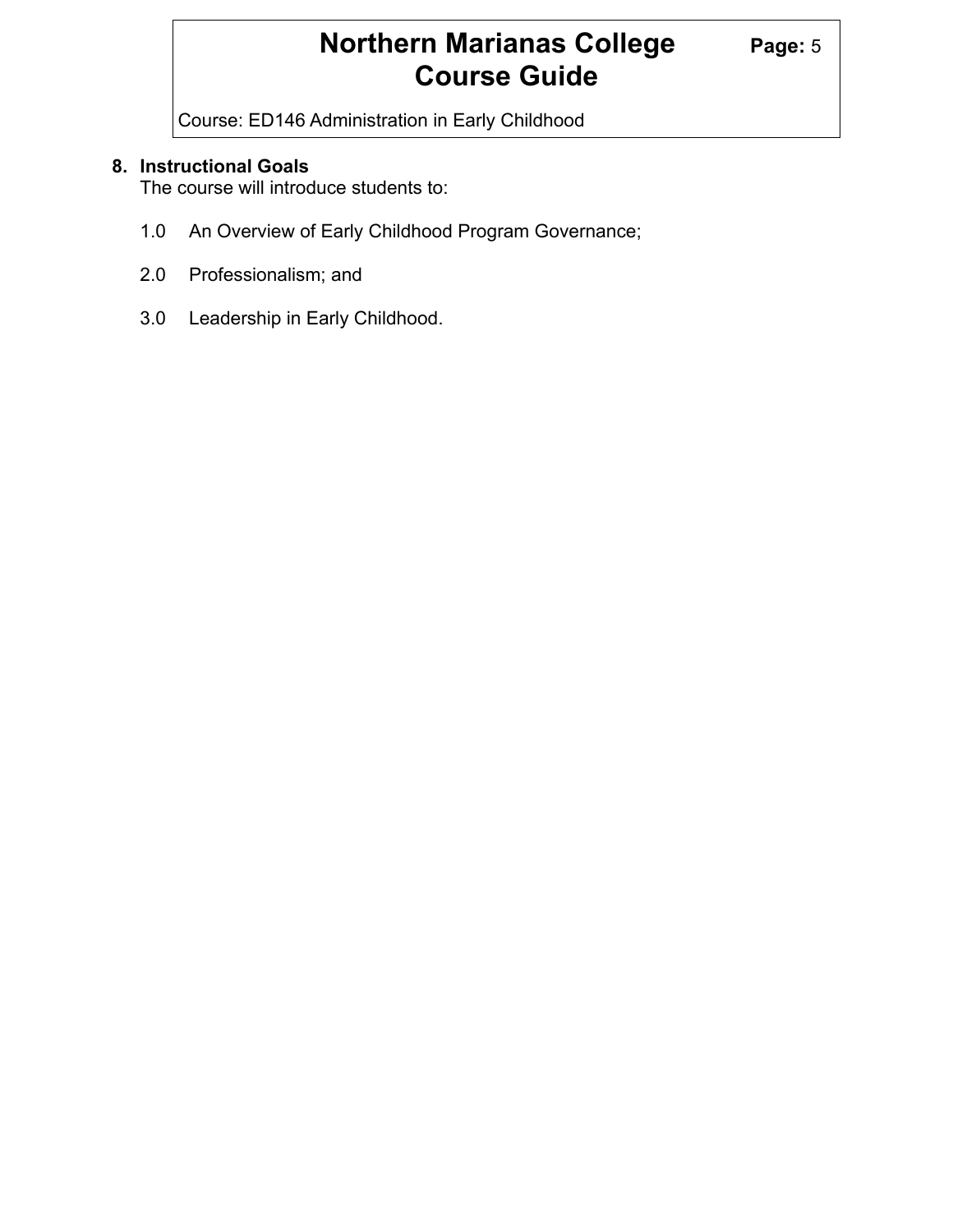## 8. Instructional Goals

The course will introduce students to:

1.0 An Overview of Early Childhood Program Governance;

2.0 Professionalism; and

3.0 Leadership in Early Childhood.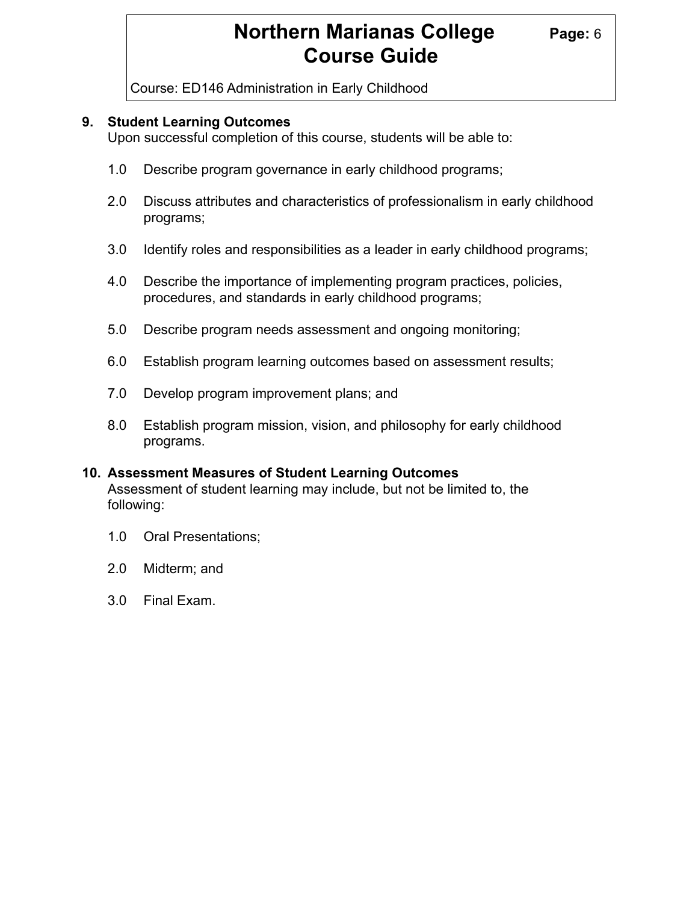## 9. Student Learning Outcomes

Upon successful completion of this course, students will be able to:

1.0 Describe program governance in early childhood programs;

2.0 Discuss attributes and characteristics of professionalism in early childhood programs;

3.0 Identify roles and responsibilities as a leader in early childhood programs;

4.0 Describe the importance of implementing program practices, policies, procedures, and standards in early childhood programs;

5.0 Describe program needs assessment and ongoing monitoring;

6.0 Establish program learning outcomes based on assessment results;

7.0 Develop program improvement plans; and

8.0 Establish program mission, vision, and philosophy for early childhood programs.

## 10. Assessment Measures of Student Learning Outcomes

Assessment of student learning may include, but not be limited to, the following:

1.0 Oral Presentations;

2.0 Midterm; and

3.0 Final Exam.